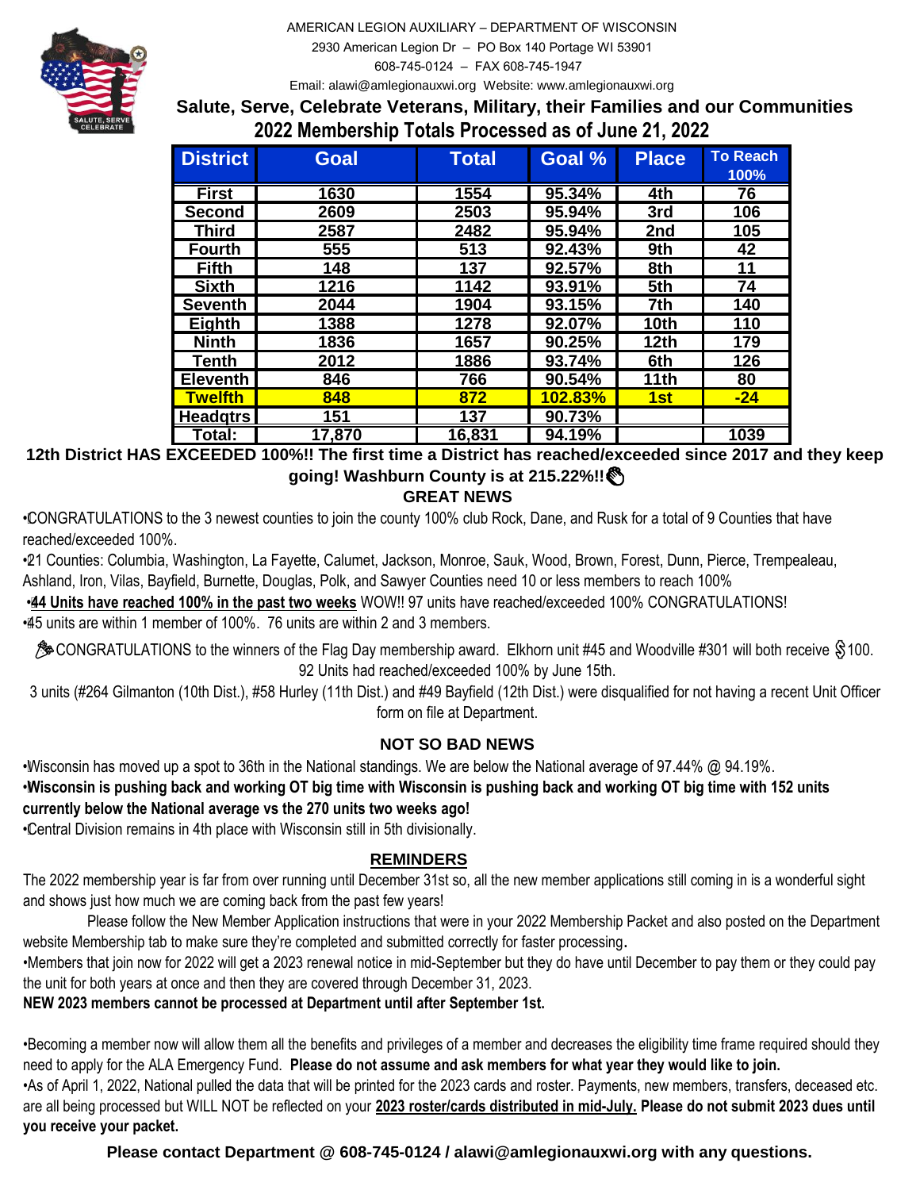AMERICAN LEGION AUXILIARY – DEPARTMENT OF WISCONSIN

2930 American Legion Dr – PO Box 140 Portage WI 53901

608-745-0124 – FAX 608-745-1947

Email: alawi@amlegionauxwi.org Website: www.amlegionauxwi.org

**Salute, Serve, Celebrate Veterans, Military, their Families and our Communities**

## 2022 Membership Totals Processed as of June 21, 2022

| District | Goal | Total | Goal % | Place | To Reach 100% |
|---|---|---|---|---|---|
| First | 1630 | 1554 | 95.34% | 4th | 76 |
| Second | 2609 | 2503 | 95.94% | 3rd | 106 |
| Third | 2587 | 2482 | 95.94% | 2nd | 105 |
| Fourth | 555 | 513 | 92.43% | 9th | 42 |
| Fifth | 148 | 137 | 92.57% | 8th | 11 |
| Sixth | 1216 | 1142 | 93.91% | 5th | 74 |
| Seventh | 2044 | 1904 | 93.15% | 7th | 140 |
| Eighth | 1388 | 1278 | 92.07% | 10th | 110 |
| Ninth | 1836 | 1657 | 90.25% | 12th | 179 |
| Tenth | 2012 | 1886 | 93.74% | 6th | 126 |
| Eleventh | 846 | 766 | 90.54% | 11th | 80 |
| Twelfth | 848 | 872 | 102.83% | 1st | -24 |
| Headqtrs | 151 | 137 | 90.73% | | |
| Total: | 17,870 | 16,831 | 94.19% | | 1039 |

**12th District HAS EXCEEDED 100%!! The first time a District has reached/exceeded since 2017 and they keep going! Washburn County is at 215.22%!!**

### GREAT NEWS

- CONGRATULATIONS to the 3 newest counties to join the county 100% club Rock, Dane, and Rusk for a total of 9 Counties that have reached/exceeded 100%.
- 21 Counties: Columbia, Washington, La Fayette, Calumet, Jackson, Monroe, Sauk, Wood, Brown, Forest, Dunn, Pierce, Trempealeau, Ashland, Iron, Vilas, Bayfield, Burnette, Douglas, Polk, and Sawyer Counties need 10 or less members to reach 100%
- **44 Units have reached 100% in the past two weeks** WOW!! 97 units have reached/exceeded 100% CONGRATULATIONS!
- 45 units are within 1 member of 100%. 76 units are within 2 and 3 members.

CONGRATULATIONS to the winners of the Flag Day membership award. Elkhorn unit #45 and Woodville #301 will both receive $100. 92 Units had reached/exceeded 100% by June 15th.

3 units (#264 Gilmanton (10th Dist.), #58 Hurley (11th Dist.) and #49 Bayfield (12th Dist.) were disqualified for not having a recent Unit Officer form on file at Department.

### NOT SO BAD NEWS

- Wisconsin has moved up a spot to 36th in the National standings. We are below the National average of 97.44% @ 94.19%.
- **Wisconsin is pushing back and working OT big time with Wisconsin is pushing back and working OT big time with 152 units currently below the National average vs the 270 units two weeks ago!**
- Central Division remains in 4th place with Wisconsin still in 5th divisionally.

### REMINDERS

The 2022 membership year is far from over running until December 31st so, all the new member applications still coming in is a wonderful sight and shows just how much we are coming back from the past few years!

Please follow the New Member Application instructions that were in your 2022 Membership Packet and also posted on the Department website Membership tab to make sure they're completed and submitted correctly for faster processing.

- Members that join now for 2022 will get a 2023 renewal notice in mid-September but they do have until December to pay them or they could pay the unit for both years at once and then they are covered through December 31, 2023.

**NEW 2023 members cannot be processed at Department until after September 1st.**

- Becoming a member now will allow them all the benefits and privileges of a member and decreases the eligibility time frame required should they need to apply for the ALA Emergency Fund. **Please do not assume and ask members for what year they would like to join.**
- As of April 1, 2022, National pulled the data that will be printed for the 2023 cards and roster. Payments, new members, transfers, deceased etc. are all being processed but WILL NOT be reflected on your **2023 roster/cards distributed in mid-July. Please do not submit 2023 dues until you receive your packet.**

**Please contact Department @ 608-745-0124 / alawi@amlegionauxwi.org with any questions.**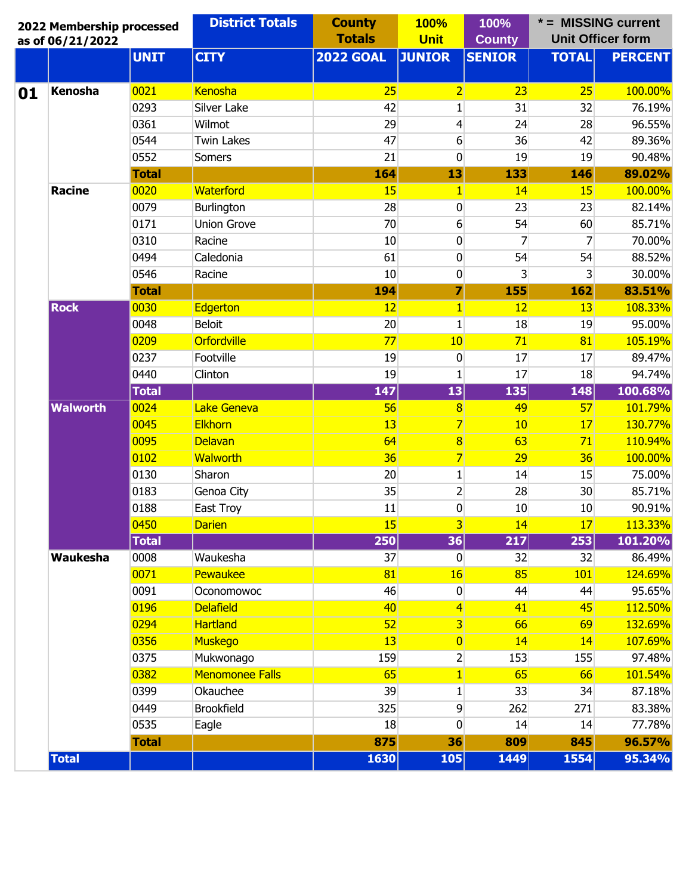| 2022 Membership processed as of 06/21/2022 | | District Totals | | County Totals | 100% Unit | 100% County | * = MISSING current Unit Officer form | |
|---|---|---|---|---|---|---|---|---|
| | | UNIT | CITY | 2022 GOAL | JUNIOR | SENIOR | TOTAL | PERCENT |
| 01 | Kenosha | 0021 | Kenosha | 25 | 2 | 23 | 25 | 100.00% |
| | | 0293 | Silver Lake | 42 | 1 | 31 | 32 | 76.19% |
| | | 0361 | Wilmot | 29 | 4 | 24 | 28 | 96.55% |
| | | 0544 | Twin Lakes | 47 | 6 | 36 | 42 | 89.36% |
| | | 0552 | Somers | 21 | 0 | 19 | 19 | 90.48% |
| | | **Total** | | **164** | **13** | **133** | **146** | **89.02%** |
| | Racine | 0020 | Waterford | 15 | 1 | 14 | 15 | 100.00% |
| | | 0079 | Burlington | 28 | 0 | 23 | 23 | 82.14% |
| | | 0171 | Union Grove | 70 | 6 | 54 | 60 | 85.71% |
| | | 0310 | Racine | 10 | 0 | 7 | 7 | 70.00% |
| | | 0494 | Caledonia | 61 | 0 | 54 | 54 | 88.52% |
| | | 0546 | Racine | 10 | 0 | 3 | 3 | 30.00% |
| | | **Total** | | **194** | **7** | **155** | **162** | **83.51%** |
| | Rock | 0030 | Edgerton | 12 | 1 | 12 | 13 | 108.33% |
| | | 0048 | Beloit | 20 | 1 | 18 | 19 | 95.00% |
| | | 0209 | Orfordville | 77 | 10 | 71 | 81 | 105.19% |
| | | 0237 | Footville | 19 | 0 | 17 | 17 | 89.47% |
| | | 0440 | Clinton | 19 | 1 | 17 | 18 | 94.74% |
| | | **Total** | | **147** | **13** | **135** | **148** | **100.68%** |
| | Walworth | 0024 | Lake Geneva | 56 | 8 | 49 | 57 | 101.79% |
| | | 0045 | Elkhorn | 13 | 7 | 10 | 17 | 130.77% |
| | | 0095 | Delavan | 64 | 8 | 63 | 71 | 110.94% |
| | | 0102 | Walworth | 36 | 7 | 29 | 36 | 100.00% |
| | | 0130 | Sharon | 20 | 1 | 14 | 15 | 75.00% |
| | | 0183 | Genoa City | 35 | 2 | 28 | 30 | 85.71% |
| | | 0188 | East Troy | 11 | 0 | 10 | 10 | 90.91% |
| | | 0450 | Darien | 15 | 3 | 14 | 17 | 113.33% |
| | | **Total** | | **250** | **36** | **217** | **253** | **101.20%** |
| | Waukesha | 0008 | Waukesha | 37 | 0 | 32 | 32 | 86.49% |
| | | 0071 | Pewaukee | 81 | 16 | 85 | 101 | 124.69% |
| | | 0091 | Oconomowoc | 46 | 0 | 44 | 44 | 95.65% |
| | | 0196 | Delafield | 40 | 4 | 41 | 45 | 112.50% |
| | | 0294 | Hartland | 52 | 3 | 66 | 69 | 132.69% |
| | | 0356 | Muskego | 13 | 0 | 14 | 14 | 107.69% |
| | | 0375 | Mukwonago | 159 | 2 | 153 | 155 | 97.48% |
| | | 0382 | Menomonee Falls | 65 | 1 | 65 | 66 | 101.54% |
| | | 0399 | Okauchee | 39 | 1 | 33 | 34 | 87.18% |
| | | 0449 | Brookfield | 325 | 9 | 262 | 271 | 83.38% |
| | | 0535 | Eagle | 18 | 0 | 14 | 14 | 77.78% |
| | | **Total** | | **875** | **36** | **809** | **845** | **96.57%** |
| | **Total** | | | **1630** | **105** | **1449** | **1554** | **95.34%** |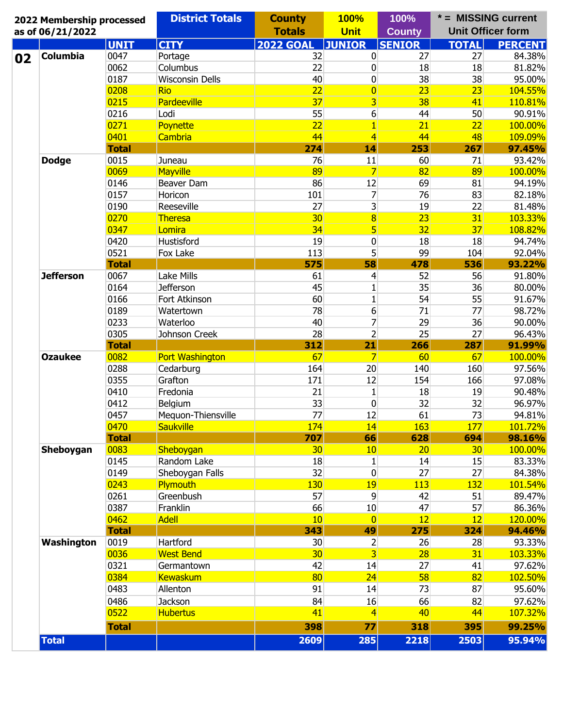| 2022 Membership processed as of 06/21/2022 | | District Totals | | County Totals | 100% Unit | 100% County | * = MISSING current Unit Officer form | |
|---|---|---|---|---|---|---|---|---|
| | | UNIT | CITY | 2022 GOAL | JUNIOR | SENIOR | TOTAL | PERCENT |
| 02 | Columbia | 0047 | Portage | 32 | 0 | 27 | 27 | 84.38% |
| | | 0062 | Columbus | 22 | 0 | 18 | 18 | 81.82% |
| | | 0187 | Wisconsin Dells | 40 | 0 | 38 | 38 | 95.00% |
| | | 0208 | Rio | 22 | 0 | 23 | 23 | 104.55% |
| | | 0215 | Pardeeville | 37 | 3 | 38 | 41 | 110.81% |
| | | 0216 | Lodi | 55 | 6 | 44 | 50 | 90.91% |
| | | 0271 | Poynette | 22 | 1 | 21 | 22 | 100.00% |
| | | 0401 | Cambria | 44 | 4 | 44 | 48 | 109.09% |
| | | **Total** | | **274** | **14** | **253** | **267** | **97.45%** |
| | Dodge | 0015 | Juneau | 76 | 11 | 60 | 71 | 93.42% |
| | | 0069 | Mayville | 89 | 7 | 82 | 89 | 100.00% |
| | | 0146 | Beaver Dam | 86 | 12 | 69 | 81 | 94.19% |
| | | 0157 | Horicon | 101 | 7 | 76 | 83 | 82.18% |
| | | 0190 | Reeseville | 27 | 3 | 19 | 22 | 81.48% |
| | | 0270 | Theresa | 30 | 8 | 23 | 31 | 103.33% |
| | | 0347 | Lomira | 34 | 5 | 32 | 37 | 108.82% |
| | | 0420 | Hustisford | 19 | 0 | 18 | 18 | 94.74% |
| | | 0521 | Fox Lake | 113 | 5 | 99 | 104 | 92.04% |
| | | **Total** | | **575** | **58** | **478** | **536** | **93.22%** |
| | Jefferson | 0067 | Lake Mills | 61 | 4 | 52 | 56 | 91.80% |
| | | 0164 | Jefferson | 45 | 1 | 35 | 36 | 80.00% |
| | | 0166 | Fort Atkinson | 60 | 1 | 54 | 55 | 91.67% |
| | | 0189 | Watertown | 78 | 6 | 71 | 77 | 98.72% |
| | | 0233 | Waterloo | 40 | 7 | 29 | 36 | 90.00% |
| | | 0305 | Johnson Creek | 28 | 2 | 25 | 27 | 96.43% |
| | | **Total** | | **312** | **21** | **266** | **287** | **91.99%** |
| | Ozaukee | 0082 | Port Washington | 67 | 7 | 60 | 67 | 100.00% |
| | | 0288 | Cedarburg | 164 | 20 | 140 | 160 | 97.56% |
| | | 0355 | Grafton | 171 | 12 | 154 | 166 | 97.08% |
| | | 0410 | Fredonia | 21 | 1 | 18 | 19 | 90.48% |
| | | 0412 | Belgium | 33 | 0 | 32 | 32 | 96.97% |
| | | 0457 | Mequon-Thiensville | 77 | 12 | 61 | 73 | 94.81% |
| | | 0470 | Saukville | 174 | 14 | 163 | 177 | 101.72% |
| | | **Total** | | **707** | **66** | **628** | **694** | **98.16%** |
| | Sheboygan | 0083 | Sheboygan | 30 | 10 | 20 | 30 | 100.00% |
| | | 0145 | Random Lake | 18 | 1 | 14 | 15 | 83.33% |
| | | 0149 | Sheboygan Falls | 32 | 0 | 27 | 27 | 84.38% |
| | | 0243 | Plymouth | 130 | 19 | 113 | 132 | 101.54% |
| | | 0261 | Greenbush | 57 | 9 | 42 | 51 | 89.47% |
| | | 0387 | Franklin | 66 | 10 | 47 | 57 | 86.36% |
| | | 0462 | Adell | 10 | 0 | 12 | 12 | 120.00% |
| | | **Total** | | **343** | **49** | **275** | **324** | **94.46%** |
| | Washington | 0019 | Hartford | 30 | 2 | 26 | 28 | 93.33% |
| | | 0036 | West Bend | 30 | 3 | 28 | 31 | 103.33% |
| | | 0321 | Germantown | 42 | 14 | 27 | 41 | 97.62% |
| | | 0384 | Kewaskum | 80 | 24 | 58 | 82 | 102.50% |
| | | 0483 | Allenton | 91 | 14 | 73 | 87 | 95.60% |
| | | 0486 | Jackson | 84 | 16 | 66 | 82 | 97.62% |
| | | 0522 | Hubertus | 41 | 4 | 40 | 44 | 107.32% |
| | | **Total** | | **398** | **77** | **318** | **395** | **99.25%** |
| | **Total** | | | **2609** | **285** | **2218** | **2503** | **95.94%** |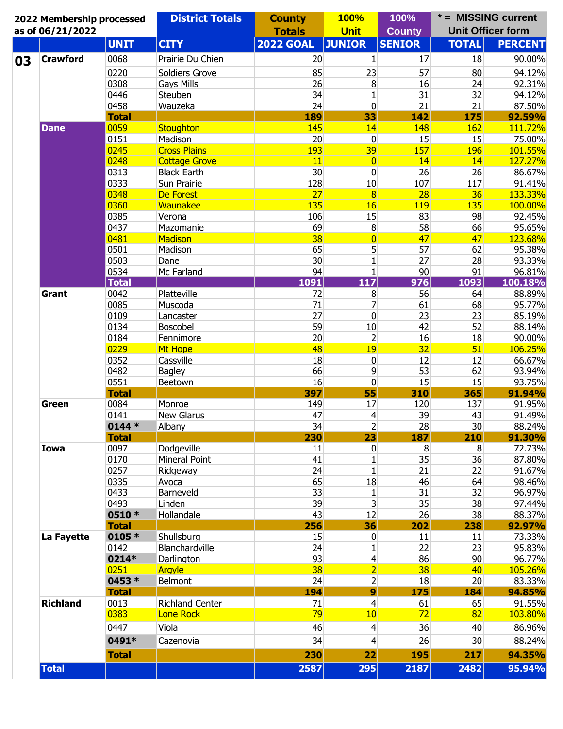| 2022 Membership processed as of 06/21/2022 | | District Totals | | County Totals | 100% Unit | 100% County | * = MISSING current Unit Officer form | |
|---|---|---|---|---|---|---|---|---|
| | | UNIT | CITY | 2022 GOAL | JUNIOR | SENIOR | TOTAL | PERCENT |
| 03 | Crawford | 0068 | Prairie Du Chien | 20 | 1 | 17 | 18 | 90.00% |
| | | 0220 | Soldiers Grove | 85 | 23 | 57 | 80 | 94.12% |
| | | 0308 | Gays Mills | 26 | 8 | 16 | 24 | 92.31% |
| | | 0446 | Steuben | 34 | 1 | 31 | 32 | 94.12% |
| | | 0458 | Wauzeka | 24 | 0 | 21 | 21 | 87.50% |
| | | **Total** | | **189** | **33** | **142** | **175** | **92.59%** |
| | Dane | 0059 | Stoughton | 145 | 14 | 148 | 162 | 111.72% |
| | | 0151 | Madison | 20 | 0 | 15 | 15 | 75.00% |
| | | 0245 | Cross Plains | 193 | 39 | 157 | 196 | 101.55% |
| | | 0248 | Cottage Grove | 11 | 0 | 14 | 14 | 127.27% |
| | | 0313 | Black Earth | 30 | 0 | 26 | 26 | 86.67% |
| | | 0333 | Sun Prairie | 128 | 10 | 107 | 117 | 91.41% |
| | | 0348 | De Forest | 27 | 8 | 28 | 36 | 133.33% |
| | | 0360 | Waunakee | 135 | 16 | 119 | 135 | 100.00% |
| | | 0385 | Verona | 106 | 15 | 83 | 98 | 92.45% |
| | | 0437 | Mazomanie | 69 | 8 | 58 | 66 | 95.65% |
| | | 0481 | Madison | 38 | 0 | 47 | 47 | 123.68% |
| | | 0501 | Madison | 65 | 5 | 57 | 62 | 95.38% |
| | | 0503 | Dane | 30 | 1 | 27 | 28 | 93.33% |
| | | 0534 | Mc Farland | 94 | 1 | 90 | 91 | 96.81% |
| | | **Total** | | **1091** | **117** | **976** | **1093** | **100.18%** |
| | Grant | 0042 | Platteville | 72 | 8 | 56 | 64 | 88.89% |
| | | 0085 | Muscoda | 71 | 7 | 61 | 68 | 95.77% |
| | | 0109 | Lancaster | 27 | 0 | 23 | 23 | 85.19% |
| | | 0134 | Boscobel | 59 | 10 | 42 | 52 | 88.14% |
| | | 0184 | Fennimore | 20 | 2 | 16 | 18 | 90.00% |
| | | 0229 | Mt Hope | 48 | 19 | 32 | 51 | 106.25% |
| | | 0352 | Cassville | 18 | 0 | 12 | 12 | 66.67% |
| | | 0482 | Bagley | 66 | 9 | 53 | 62 | 93.94% |
| | | 0551 | Beetown | 16 | 0 | 15 | 15 | 93.75% |
| | | **Total** | | **397** | **55** | **310** | **365** | **91.94%** |
| | Green | 0084 | Monroe | 149 | 17 | 120 | 137 | 91.95% |
| | | 0141 | New Glarus | 47 | 4 | 39 | 43 | 91.49% |
| | | **0144 *** | Albany | 34 | 2 | 28 | 30 | 88.24% |
| | | **Total** | | **230** | **23** | **187** | **210** | **91.30%** |
| | Iowa | 0097 | Dodgeville | 11 | 0 | 8 | 8 | 72.73% |
| | | 0170 | Mineral Point | 41 | 1 | 35 | 36 | 87.80% |
| | | 0257 | Ridgeway | 24 | 1 | 21 | 22 | 91.67% |
| | | 0335 | Avoca | 65 | 18 | 46 | 64 | 98.46% |
| | | 0433 | Barneveld | 33 | 1 | 31 | 32 | 96.97% |
| | | 0493 | Linden | 39 | 3 | 35 | 38 | 97.44% |
| | | **0510 *** | Hollandale | 43 | 12 | 26 | 38 | 88.37% |
| | | **Total** | | **256** | **36** | **202** | **238** | **92.97%** |
| | La Fayette | **0105 *** | Shullsburg | 15 | 0 | 11 | 11 | 73.33% |
| | | 0142 | Blanchardville | 24 | 1 | 22 | 23 | 95.83% |
| | | **0214*** | Darlington | 93 | 4 | 86 | 90 | 96.77% |
| | | 0251 | Argyle | 38 | 2 | 38 | 40 | 105.26% |
| | | **0453 *** | Belmont | 24 | 2 | 18 | 20 | 83.33% |
| | | **Total** | | **194** | **9** | **175** | **184** | **94.85%** |
| | Richland | 0013 | Richland Center | 71 | 4 | 61 | 65 | 91.55% |
| | | 0383 | Lone Rock | 79 | 10 | 72 | 82 | 103.80% |
| | | 0447 | Viola | 46 | 4 | 36 | 40 | 86.96% |
| | | **0491*** | Cazenovia | 34 | 4 | 26 | 30 | 88.24% |
| | | **Total** | | **230** | **22** | **195** | **217** | **94.35%** |
| | **Total** | | | **2587** | **295** | **2187** | **2482** | **95.94%** |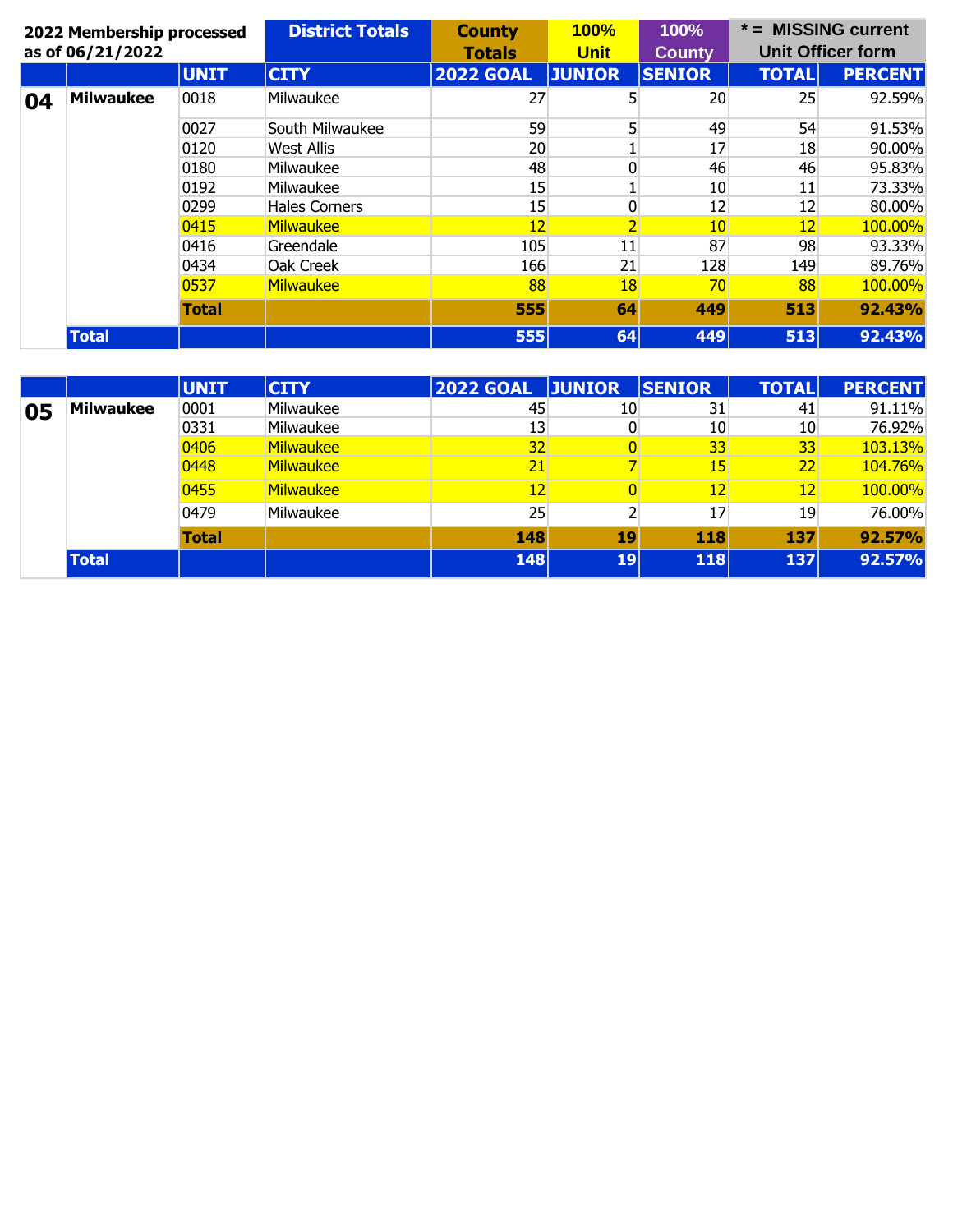**2022 Membership processed as of 06/21/2022**

| District Totals | County Totals | 100% Unit | 100% County | * = MISSING current Unit Officer form |
|---|---|---|---|---|

| | | UNIT | CITY | 2022 GOAL | JUNIOR | SENIOR | TOTAL | PERCENT |
|---|---|---|---|---|---|---|---|---|
| **04** | **Milwaukee** | 0018 | Milwaukee | 27 | 5 | 20 | 25 | 92.59% |
| | | 0027 | South Milwaukee | 59 | 5 | 49 | 54 | 91.53% |
| | | 0120 | West Allis | 20 | 1 | 17 | 18 | 90.00% |
| | | 0180 | Milwaukee | 48 | 0 | 46 | 46 | 95.83% |
| | | 0192 | Milwaukee | 15 | 1 | 10 | 11 | 73.33% |
| | | 0299 | Hales Corners | 15 | 0 | 12 | 12 | 80.00% |
| | | 0415 | Milwaukee | 12 | 2 | 10 | 12 | 100.00% |
| | | 0416 | Greendale | 105 | 11 | 87 | 98 | 93.33% |
| | | 0434 | Oak Creek | 166 | 21 | 128 | 149 | 89.76% |
| | | 0537 | Milwaukee | 88 | 18 | 70 | 88 | 100.00% |
| | | **Total** | | **555** | **64** | **449** | **513** | **92.43%** |
| | **Total** | | | **555** | **64** | **449** | **513** | **92.43%** |

| | | UNIT | CITY | 2022 GOAL | JUNIOR | SENIOR | TOTAL | PERCENT |
|---|---|---|---|---|---|---|---|---|
| **05** | **Milwaukee** | 0001 | Milwaukee | 45 | 10 | 31 | 41 | 91.11% |
| | | 0331 | Milwaukee | 13 | 0 | 10 | 10 | 76.92% |
| | | 0406 | Milwaukee | 32 | 0 | 33 | 33 | 103.13% |
| | | 0448 | Milwaukee | 21 | 7 | 15 | 22 | 104.76% |
| | | 0455 | Milwaukee | 12 | 0 | 12 | 12 | 100.00% |
| | | 0479 | Milwaukee | 25 | 2 | 17 | 19 | 76.00% |
| | | **Total** | | **148** | **19** | **118** | **137** | **92.57%** |
| | **Total** | | | **148** | **19** | **118** | **137** | **92.57%** |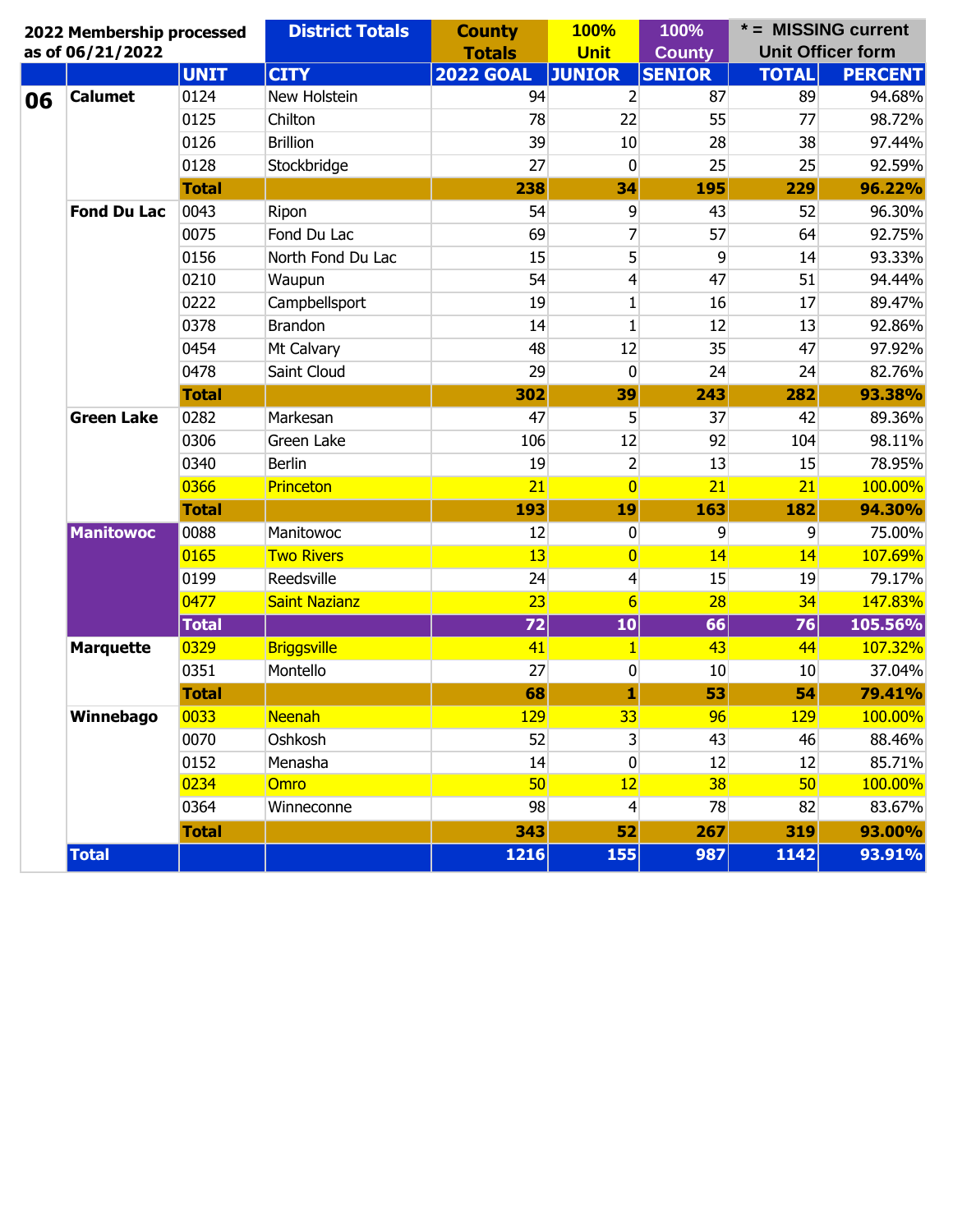**2022 Membership processed as of 06/21/2022**

| District Totals | County Totals | 100% Unit | 100% County | * = MISSING current Unit Officer form |
|---|---|---|---|---|

| | | UNIT | CITY | 2022 GOAL | JUNIOR | SENIOR | TOTAL | PERCENT |
|---|---|---|---|---|---|---|---|---|
| **06** | **Calumet** | 0124 | New Holstein | 94 | 2 | 87 | 89 | 94.68% |
| | | 0125 | Chilton | 78 | 22 | 55 | 77 | 98.72% |
| | | 0126 | Brillion | 39 | 10 | 28 | 38 | 97.44% |
| | | 0128 | Stockbridge | 27 | 0 | 25 | 25 | 92.59% |
| | | **Total** | | **238** | **34** | **195** | **229** | **96.22%** |
| | **Fond Du Lac** | 0043 | Ripon | 54 | 9 | 43 | 52 | 96.30% |
| | | 0075 | Fond Du Lac | 69 | 7 | 57 | 64 | 92.75% |
| | | 0156 | North Fond Du Lac | 15 | 5 | 9 | 14 | 93.33% |
| | | 0210 | Waupun | 54 | 4 | 47 | 51 | 94.44% |
| | | 0222 | Campbellsport | 19 | 1 | 16 | 17 | 89.47% |
| | | 0378 | Brandon | 14 | 1 | 12 | 13 | 92.86% |
| | | 0454 | Mt Calvary | 48 | 12 | 35 | 47 | 97.92% |
| | | 0478 | Saint Cloud | 29 | 0 | 24 | 24 | 82.76% |
| | | **Total** | | **302** | **39** | **243** | **282** | **93.38%** |
| | **Green Lake** | 0282 | Markesan | 47 | 5 | 37 | 42 | 89.36% |
| | | 0306 | Green Lake | 106 | 12 | 92 | 104 | 98.11% |
| | | 0340 | Berlin | 19 | 2 | 13 | 15 | 78.95% |
| | | 0366 | Princeton | 21 | 0 | 21 | 21 | 100.00% |
| | | **Total** | | **193** | **19** | **163** | **182** | **94.30%** |
| | **Manitowoc** | 0088 | Manitowoc | 12 | 0 | 9 | 9 | 75.00% |
| | | 0165 | Two Rivers | 13 | 0 | 14 | 14 | 107.69% |
| | | 0199 | Reedsville | 24 | 4 | 15 | 19 | 79.17% |
| | | 0477 | Saint Nazianz | 23 | 6 | 28 | 34 | 147.83% |
| | | **Total** | | **72** | **10** | **66** | **76** | **105.56%** |
| | **Marquette** | 0329 | Briggsville | 41 | 1 | 43 | 44 | 107.32% |
| | | 0351 | Montello | 27 | 0 | 10 | 10 | 37.04% |
| | | **Total** | | **68** | **1** | **53** | **54** | **79.41%** |
| | **Winnebago** | 0033 | Neenah | 129 | 33 | 96 | 129 | 100.00% |
| | | 0070 | Oshkosh | 52 | 3 | 43 | 46 | 88.46% |
| | | 0152 | Menasha | 14 | 0 | 12 | 12 | 85.71% |
| | | 0234 | Omro | 50 | 12 | 38 | 50 | 100.00% |
| | | 0364 | Winneconne | 98 | 4 | 78 | 82 | 83.67% |
| | | **Total** | | **343** | **52** | **267** | **319** | **93.00%** |
| | **Total** | | | **1216** | **155** | **987** | **1142** | **93.91%** |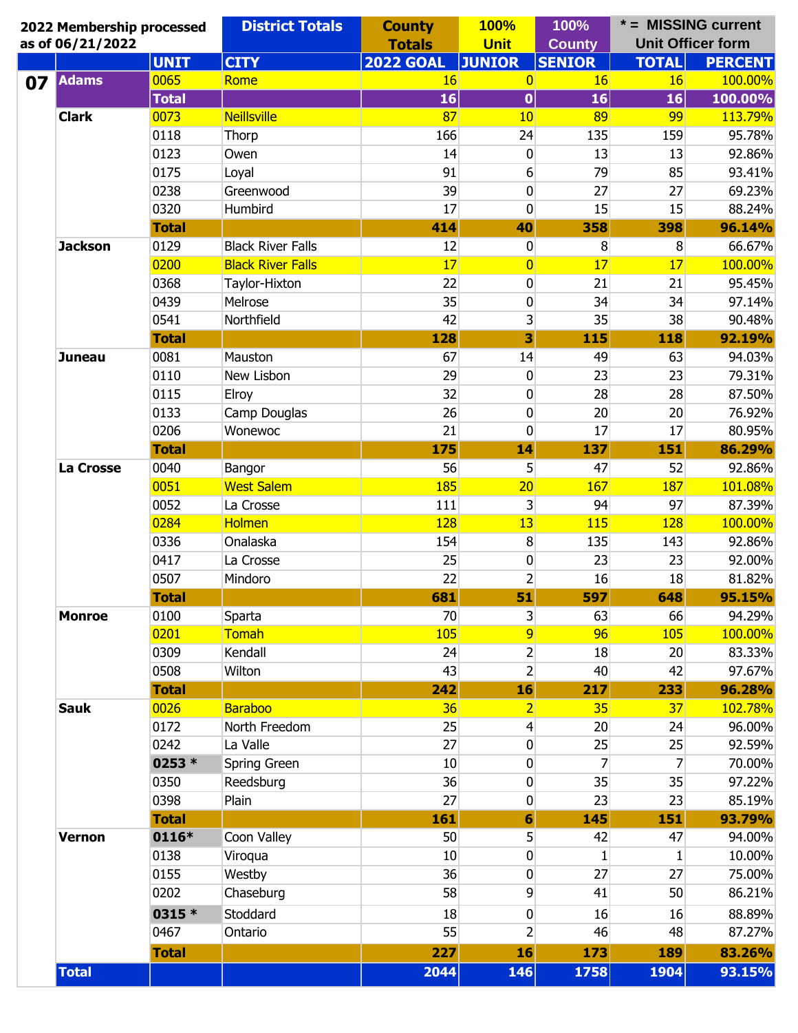| 2022 Membership processed as of 06/21/2022 | | District Totals | | County Totals | 100% Unit | 100% County | * = MISSING current Unit Officer form | |
|---|---|---|---|---|---|---|---|---|
| | | UNIT | CITY | 2022 GOAL | JUNIOR | SENIOR | TOTAL | PERCENT |
| 07 | Adams | 0065 | Rome | 16 | 0 | 16 | 16 | 100.00% |
| | | Total | | 16 | 0 | 16 | 16 | 100.00% |
| | Clark | 0073 | Neillsville | 87 | 10 | 89 | 99 | 113.79% |
| | | 0118 | Thorp | 166 | 24 | 135 | 159 | 95.78% |
| | | 0123 | Owen | 14 | 0 | 13 | 13 | 92.86% |
| | | 0175 | Loyal | 91 | 6 | 79 | 85 | 93.41% |
| | | 0238 | Greenwood | 39 | 0 | 27 | 27 | 69.23% |
| | | 0320 | Humbird | 17 | 0 | 15 | 15 | 88.24% |
| | | Total | | 414 | 40 | 358 | 398 | 96.14% |
| | Jackson | 0129 | Black River Falls | 12 | 0 | 8 | 8 | 66.67% |
| | | 0200 | Black River Falls | 17 | 0 | 17 | 17 | 100.00% |
| | | 0368 | Taylor-Hixton | 22 | 0 | 21 | 21 | 95.45% |
| | | 0439 | Melrose | 35 | 0 | 34 | 34 | 97.14% |
| | | 0541 | Northfield | 42 | 3 | 35 | 38 | 90.48% |
| | | Total | | 128 | 3 | 115 | 118 | 92.19% |
| | Juneau | 0081 | Mauston | 67 | 14 | 49 | 63 | 94.03% |
| | | 0110 | New Lisbon | 29 | 0 | 23 | 23 | 79.31% |
| | | 0115 | Elroy | 32 | 0 | 28 | 28 | 87.50% |
| | | 0133 | Camp Douglas | 26 | 0 | 20 | 20 | 76.92% |
| | | 0206 | Wonewoc | 21 | 0 | 17 | 17 | 80.95% |
| | | Total | | 175 | 14 | 137 | 151 | 86.29% |
| | La Crosse | 0040 | Bangor | 56 | 5 | 47 | 52 | 92.86% |
| | | 0051 | West Salem | 185 | 20 | 167 | 187 | 101.08% |
| | | 0052 | La Crosse | 111 | 3 | 94 | 97 | 87.39% |
| | | 0284 | Holmen | 128 | 13 | 115 | 128 | 100.00% |
| | | 0336 | Onalaska | 154 | 8 | 135 | 143 | 92.86% |
| | | 0417 | La Crosse | 25 | 0 | 23 | 23 | 92.00% |
| | | 0507 | Mindoro | 22 | 2 | 16 | 18 | 81.82% |
| | | Total | | 681 | 51 | 597 | 648 | 95.15% |
| | Monroe | 0100 | Sparta | 70 | 3 | 63 | 66 | 94.29% |
| | | 0201 | Tomah | 105 | 9 | 96 | 105 | 100.00% |
| | | 0309 | Kendall | 24 | 2 | 18 | 20 | 83.33% |
| | | 0508 | Wilton | 43 | 2 | 40 | 42 | 97.67% |
| | | Total | | 242 | 16 | 217 | 233 | 96.28% |
| | Sauk | 0026 | Baraboo | 36 | 2 | 35 | 37 | 102.78% |
| | | 0172 | North Freedom | 25 | 4 | 20 | 24 | 96.00% |
| | | 0242 | La Valle | 27 | 0 | 25 | 25 | 92.59% |
| | | 0253 * | Spring Green | 10 | 0 | 7 | 7 | 70.00% |
| | | 0350 | Reedsburg | 36 | 0 | 35 | 35 | 97.22% |
| | | 0398 | Plain | 27 | 0 | 23 | 23 | 85.19% |
| | | Total | | 161 | 6 | 145 | 151 | 93.79% |
| | Vernon | 0116* | Coon Valley | 50 | 5 | 42 | 47 | 94.00% |
| | | 0138 | Viroqua | 10 | 0 | 1 | 1 | 10.00% |
| | | 0155 | Westby | 36 | 0 | 27 | 27 | 75.00% |
| | | 0202 | Chaseburg | 58 | 9 | 41 | 50 | 86.21% |
| | | 0315 * | Stoddard | 18 | 0 | 16 | 16 | 88.89% |
| | | 0467 | Ontario | 55 | 2 | 46 | 48 | 87.27% |
| | | Total | | 227 | 16 | 173 | 189 | 83.26% |
| | Total | | | 2044 | 146 | 1758 | 1904 | 93.15% |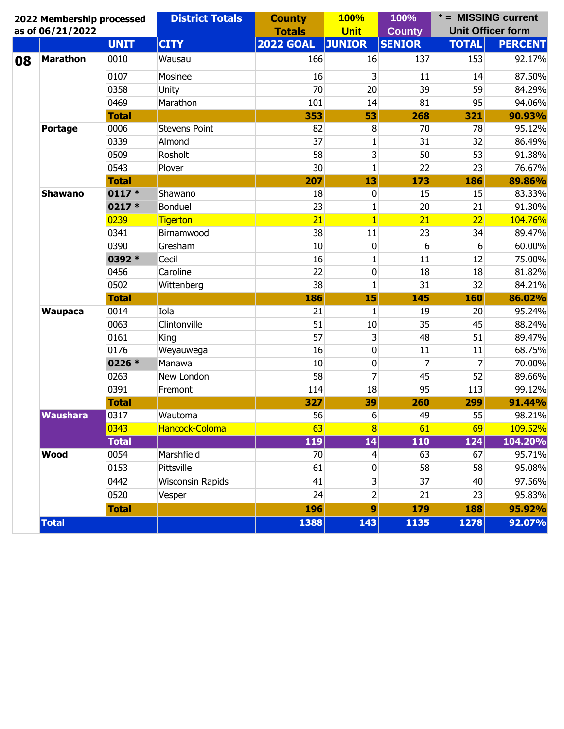2022 Membership processed as of 06/21/2022

| | | District Totals | | County Totals | 100% Unit | 100% County | * = MISSING current Unit Officer form | |
|---|---|---|---|---|---|---|---|---|
| | | UNIT | CITY | 2022 GOAL | JUNIOR | SENIOR | TOTAL | PERCENT |
| 08 | Marathon | 0010 | Wausau | 166 | 16 | 137 | 153 | 92.17% |
| | | 0107 | Mosinee | 16 | 3 | 11 | 14 | 87.50% |
| | | 0358 | Unity | 70 | 20 | 39 | 59 | 84.29% |
| | | 0469 | Marathon | 101 | 14 | 81 | 95 | 94.06% |
| | | **Total** | | **353** | **53** | **268** | **321** | **90.93%** |
| | Portage | 0006 | Stevens Point | 82 | 8 | 70 | 78 | 95.12% |
| | | 0339 | Almond | 37 | 1 | 31 | 32 | 86.49% |
| | | 0509 | Rosholt | 58 | 3 | 50 | 53 | 91.38% |
| | | 0543 | Plover | 30 | 1 | 22 | 23 | 76.67% |
| | | **Total** | | **207** | **13** | **173** | **186** | **89.86%** |
| | Shawano | **0117 *** | Shawano | 18 | 0 | 15 | 15 | 83.33% |
| | | **0217 *** | Bonduel | 23 | 1 | 20 | 21 | 91.30% |
| | | 0239 | Tigerton | 21 | 1 | 21 | 22 | 104.76% |
| | | 0341 | Birnamwood | 38 | 11 | 23 | 34 | 89.47% |
| | | 0390 | Gresham | 10 | 0 | 6 | 6 | 60.00% |
| | | **0392 *** | Cecil | 16 | 1 | 11 | 12 | 75.00% |
| | | 0456 | Caroline | 22 | 0 | 18 | 18 | 81.82% |
| | | 0502 | Wittenberg | 38 | 1 | 31 | 32 | 84.21% |
| | | **Total** | | **186** | **15** | **145** | **160** | **86.02%** |
| | Waupaca | 0014 | Iola | 21 | 1 | 19 | 20 | 95.24% |
| | | 0063 | Clintonville | 51 | 10 | 35 | 45 | 88.24% |
| | | 0161 | King | 57 | 3 | 48 | 51 | 89.47% |
| | | 0176 | Weyauwega | 16 | 0 | 11 | 11 | 68.75% |
| | | **0226 *** | Manawa | 10 | 0 | 7 | 7 | 70.00% |
| | | 0263 | New London | 58 | 7 | 45 | 52 | 89.66% |
| | | 0391 | Fremont | 114 | 18 | 95 | 113 | 99.12% |
| | | **Total** | | **327** | **39** | **260** | **299** | **91.44%** |
| | Waushara | 0317 | Wautoma | 56 | 6 | 49 | 55 | 98.21% |
| | | 0343 | Hancock-Coloma | 63 | 8 | 61 | 69 | 109.52% |
| | | **Total** | | **119** | **14** | **110** | **124** | **104.20%** |
| | Wood | 0054 | Marshfield | 70 | 4 | 63 | 67 | 95.71% |
| | | 0153 | Pittsville | 61 | 0 | 58 | 58 | 95.08% |
| | | 0442 | Wisconsin Rapids | 41 | 3 | 37 | 40 | 97.56% |
| | | 0520 | Vesper | 24 | 2 | 21 | 23 | 95.83% |
| | | **Total** | | **196** | **9** | **179** | **188** | **95.92%** |
| | **Total** | | | **1388** | **143** | **1135** | **1278** | **92.07%** |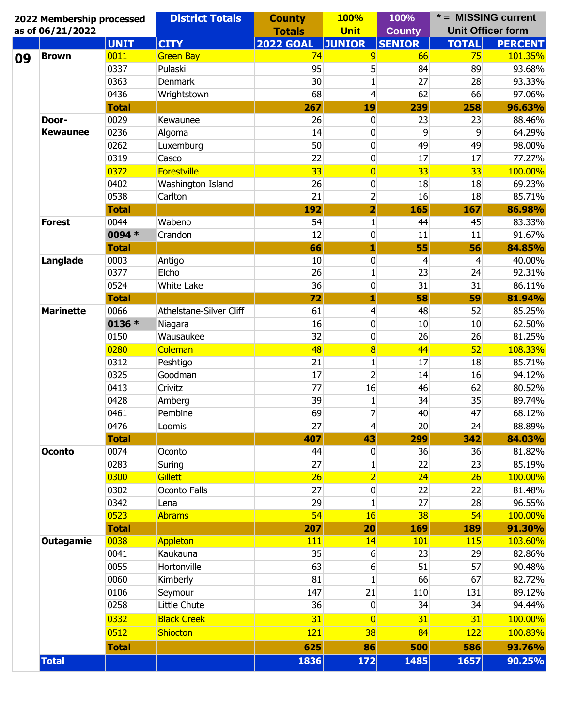| 2022 Membership processed as of 06/21/2022 | | District Totals | | County Totals | 100% Unit | 100% County | * = MISSING current Unit Officer form | |
|---|---|---|---|---|---|---|---|---|
| | | UNIT | CITY | 2022 GOAL | JUNIOR | SENIOR | TOTAL | PERCENT |
| 09 | Brown | 0011 | Green Bay | 74 | 9 | 66 | 75 | 101.35% |
| | | 0337 | Pulaski | 95 | 5 | 84 | 89 | 93.68% |
| | | 0363 | Denmark | 30 | 1 | 27 | 28 | 93.33% |
| | | 0436 | Wrightstown | 68 | 4 | 62 | 66 | 97.06% |
| | | **Total** | | **267** | **19** | **239** | **258** | **96.63%** |
| | Door-Kewaunee | 0029 | Kewaunee | 26 | 0 | 23 | 23 | 88.46% |
| | | 0236 | Algoma | 14 | 0 | 9 | 9 | 64.29% |
| | | 0262 | Luxemburg | 50 | 0 | 49 | 49 | 98.00% |
| | | 0319 | Casco | 22 | 0 | 17 | 17 | 77.27% |
| | | 0372 | Forestville | 33 | 0 | 33 | 33 | 100.00% |
| | | 0402 | Washington Island | 26 | 0 | 18 | 18 | 69.23% |
| | | 0538 | Carlton | 21 | 2 | 16 | 18 | 85.71% |
| | | **Total** | | **192** | **2** | **165** | **167** | **86.98%** |
| | Forest | 0044 | Wabeno | 54 | 1 | 44 | 45 | 83.33% |
| | | 0094 * | Crandon | 12 | 0 | 11 | 11 | 91.67% |
| | | **Total** | | **66** | **1** | **55** | **56** | **84.85%** |
| | Langlade | 0003 | Antigo | 10 | 0 | 4 | 4 | 40.00% |
| | | 0377 | Elcho | 26 | 1 | 23 | 24 | 92.31% |
| | | 0524 | White Lake | 36 | 0 | 31 | 31 | 86.11% |
| | | **Total** | | **72** | **1** | **58** | **59** | **81.94%** |
| | Marinette | 0066 | Athelstane-Silver Cliff | 61 | 4 | 48 | 52 | 85.25% |
| | | 0136 * | Niagara | 16 | 0 | 10 | 10 | 62.50% |
| | | 0150 | Wausaukee | 32 | 0 | 26 | 26 | 81.25% |
| | | 0280 | Coleman | 48 | 8 | 44 | 52 | 108.33% |
| | | 0312 | Peshtigo | 21 | 1 | 17 | 18 | 85.71% |
| | | 0325 | Goodman | 17 | 2 | 14 | 16 | 94.12% |
| | | 0413 | Crivitz | 77 | 16 | 46 | 62 | 80.52% |
| | | 0428 | Amberg | 39 | 1 | 34 | 35 | 89.74% |
| | | 0461 | Pembine | 69 | 7 | 40 | 47 | 68.12% |
| | | 0476 | Loomis | 27 | 4 | 20 | 24 | 88.89% |
| | | **Total** | | **407** | **43** | **299** | **342** | **84.03%** |
| | Oconto | 0074 | Oconto | 44 | 0 | 36 | 36 | 81.82% |
| | | 0283 | Suring | 27 | 1 | 22 | 23 | 85.19% |
| | | 0300 | Gillett | 26 | 2 | 24 | 26 | 100.00% |
| | | 0302 | Oconto Falls | 27 | 0 | 22 | 22 | 81.48% |
| | | 0342 | Lena | 29 | 1 | 27 | 28 | 96.55% |
| | | 0523 | Abrams | 54 | 16 | 38 | 54 | 100.00% |
| | | **Total** | | **207** | **20** | **169** | **189** | **91.30%** |
| | Outagamie | 0038 | Appleton | 111 | 14 | 101 | 115 | 103.60% |
| | | 0041 | Kaukauna | 35 | 6 | 23 | 29 | 82.86% |
| | | 0055 | Hortonville | 63 | 6 | 51 | 57 | 90.48% |
| | | 0060 | Kimberly | 81 | 1 | 66 | 67 | 82.72% |
| | | 0106 | Seymour | 147 | 21 | 110 | 131 | 89.12% |
| | | 0258 | Little Chute | 36 | 0 | 34 | 34 | 94.44% |
| | | 0332 | Black Creek | 31 | 0 | 31 | 31 | 100.00% |
| | | 0512 | Shiocton | 121 | 38 | 84 | 122 | 100.83% |
| | | **Total** | | **625** | **86** | **500** | **586** | **93.76%** |
| | **Total** | | | **1836** | **172** | **1485** | **1657** | **90.25%** |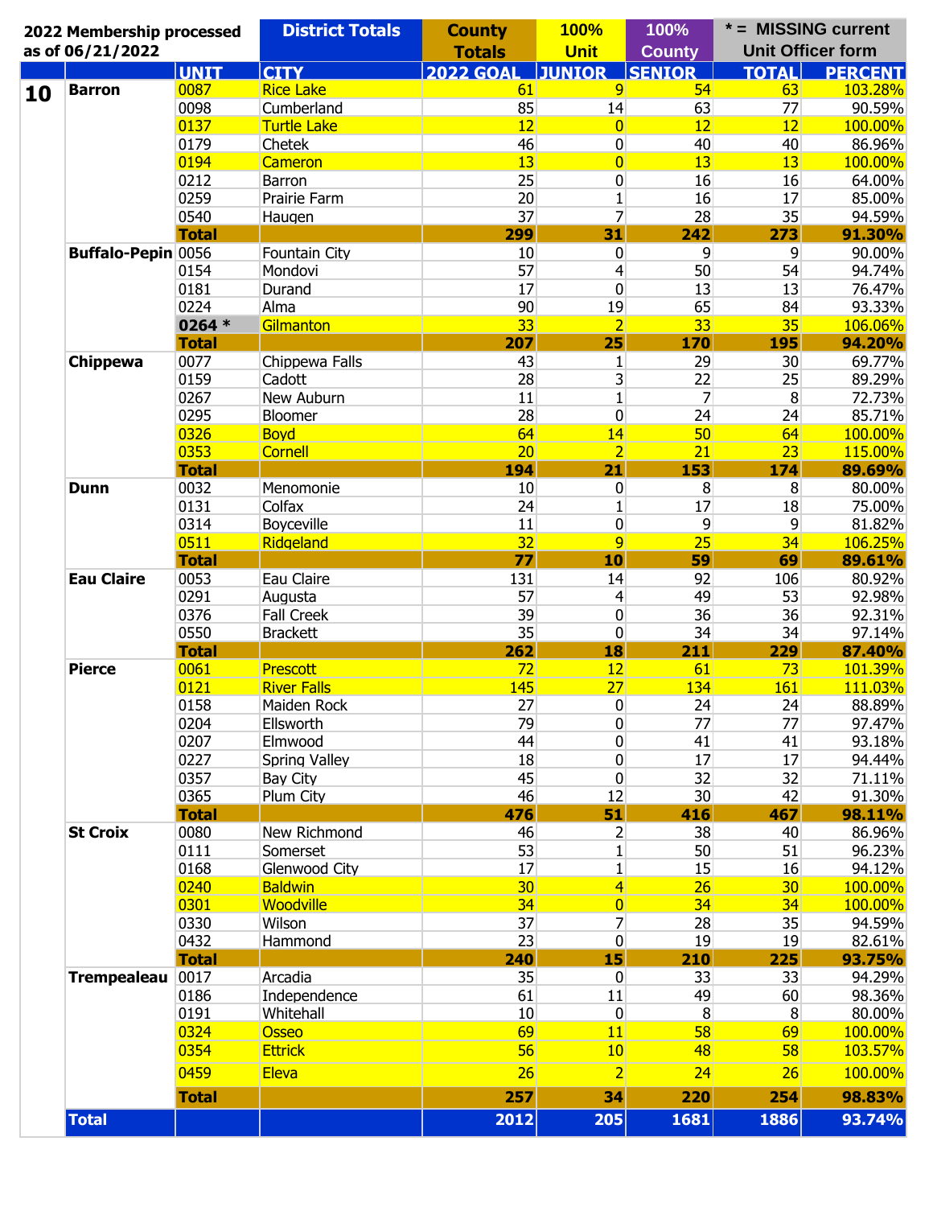**2022 Membership processed as of 06/21/2022**

| | | District Totals | | County Totals | 100% Unit | 100% County | * = MISSING current Unit Officer form | |
|---|---|---|---|---|---|---|---|---|
| | | UNIT | CITY | 2022 GOAL | JUNIOR | SENIOR | TOTAL | PERCENT |
| **10** | **Barron** | 0087 | Rice Lake | 61 | 9 | 54 | 63 | 103.28% |
| | | 0098 | Cumberland | 85 | 14 | 63 | 77 | 90.59% |
| | | 0137 | Turtle Lake | 12 | 0 | 12 | 12 | 100.00% |
| | | 0179 | Chetek | 46 | 0 | 40 | 40 | 86.96% |
| | | 0194 | Cameron | 13 | 0 | 13 | 13 | 100.00% |
| | | 0212 | Barron | 25 | 0 | 16 | 16 | 64.00% |
| | | 0259 | Prairie Farm | 20 | 1 | 16 | 17 | 85.00% |
| | | 0540 | Haugen | 37 | 7 | 28 | 35 | 94.59% |
| | | **Total** | | **299** | **31** | **242** | **273** | **91.30%** |
| | **Buffalo-Pepin** | 0056 | Fountain City | 10 | 0 | 9 | 9 | 90.00% |
| | | 0154 | Mondovi | 57 | 4 | 50 | 54 | 94.74% |
| | | 0181 | Durand | 17 | 0 | 13 | 13 | 76.47% |
| | | 0224 | Alma | 90 | 19 | 65 | 84 | 93.33% |
| | | **0264 *** | Gilmanton | 33 | 2 | 33 | 35 | 106.06% |
| | | **Total** | | **207** | **25** | **170** | **195** | **94.20%** |
| | **Chippewa** | 0077 | Chippewa Falls | 43 | 1 | 29 | 30 | 69.77% |
| | | 0159 | Cadott | 28 | 3 | 22 | 25 | 89.29% |
| | | 0267 | New Auburn | 11 | 1 | 7 | 8 | 72.73% |
| | | 0295 | Bloomer | 28 | 0 | 24 | 24 | 85.71% |
| | | 0326 | Boyd | 64 | 14 | 50 | 64 | 100.00% |
| | | 0353 | Cornell | 20 | 2 | 21 | 23 | 115.00% |
| | | **Total** | | **194** | **21** | **153** | **174** | **89.69%** |
| | **Dunn** | 0032 | Menomonie | 10 | 0 | 8 | 8 | 80.00% |
| | | 0131 | Colfax | 24 | 1 | 17 | 18 | 75.00% |
| | | 0314 | Boyceville | 11 | 0 | 9 | 9 | 81.82% |
| | | 0511 | Ridgeland | 32 | 9 | 25 | 34 | 106.25% |
| | | **Total** | | **77** | **10** | **59** | **69** | **89.61%** |
| | **Eau Claire** | 0053 | Eau Claire | 131 | 14 | 92 | 106 | 80.92% |
| | | 0291 | Augusta | 57 | 4 | 49 | 53 | 92.98% |
| | | 0376 | Fall Creek | 39 | 0 | 36 | 36 | 92.31% |
| | | 0550 | Brackett | 35 | 0 | 34 | 34 | 97.14% |
| | | **Total** | | **262** | **18** | **211** | **229** | **87.40%** |
| | **Pierce** | 0061 | Prescott | 72 | 12 | 61 | 73 | 101.39% |
| | | 0121 | River Falls | 145 | 27 | 134 | 161 | 111.03% |
| | | 0158 | Maiden Rock | 27 | 0 | 24 | 24 | 88.89% |
| | | 0204 | Ellsworth | 79 | 0 | 77 | 77 | 97.47% |
| | | 0207 | Elmwood | 44 | 0 | 41 | 41 | 93.18% |
| | | 0227 | Spring Valley | 18 | 0 | 17 | 17 | 94.44% |
| | | 0357 | Bay City | 45 | 0 | 32 | 32 | 71.11% |
| | | 0365 | Plum City | 46 | 12 | 30 | 42 | 91.30% |
| | | **Total** | | **476** | **51** | **416** | **467** | **98.11%** |
| | **St Croix** | 0080 | New Richmond | 46 | 2 | 38 | 40 | 86.96% |
| | | 0111 | Somerset | 53 | 1 | 50 | 51 | 96.23% |
| | | 0168 | Glenwood City | 17 | 1 | 15 | 16 | 94.12% |
| | | 0240 | Baldwin | 30 | 4 | 26 | 30 | 100.00% |
| | | 0301 | Woodville | 34 | 0 | 34 | 34 | 100.00% |
| | | 0330 | Wilson | 37 | 7 | 28 | 35 | 94.59% |
| | | 0432 | Hammond | 23 | 0 | 19 | 19 | 82.61% |
| | | **Total** | | **240** | **15** | **210** | **225** | **93.75%** |
| | **Trempealeau** | 0017 | Arcadia | 35 | 0 | 33 | 33 | 94.29% |
| | | 0186 | Independence | 61 | 11 | 49 | 60 | 98.36% |
| | | 0191 | Whitehall | 10 | 0 | 8 | 8 | 80.00% |
| | | 0324 | Osseo | 69 | 11 | 58 | 69 | 100.00% |
| | | 0354 | Ettrick | 56 | 10 | 48 | 58 | 103.57% |
| | | 0459 | Eleva | 26 | 2 | 24 | 26 | 100.00% |
| | | **Total** | | **257** | **34** | **220** | **254** | **98.83%** |
| | **Total** | | | **2012** | **205** | **1681** | **1886** | **93.74%** |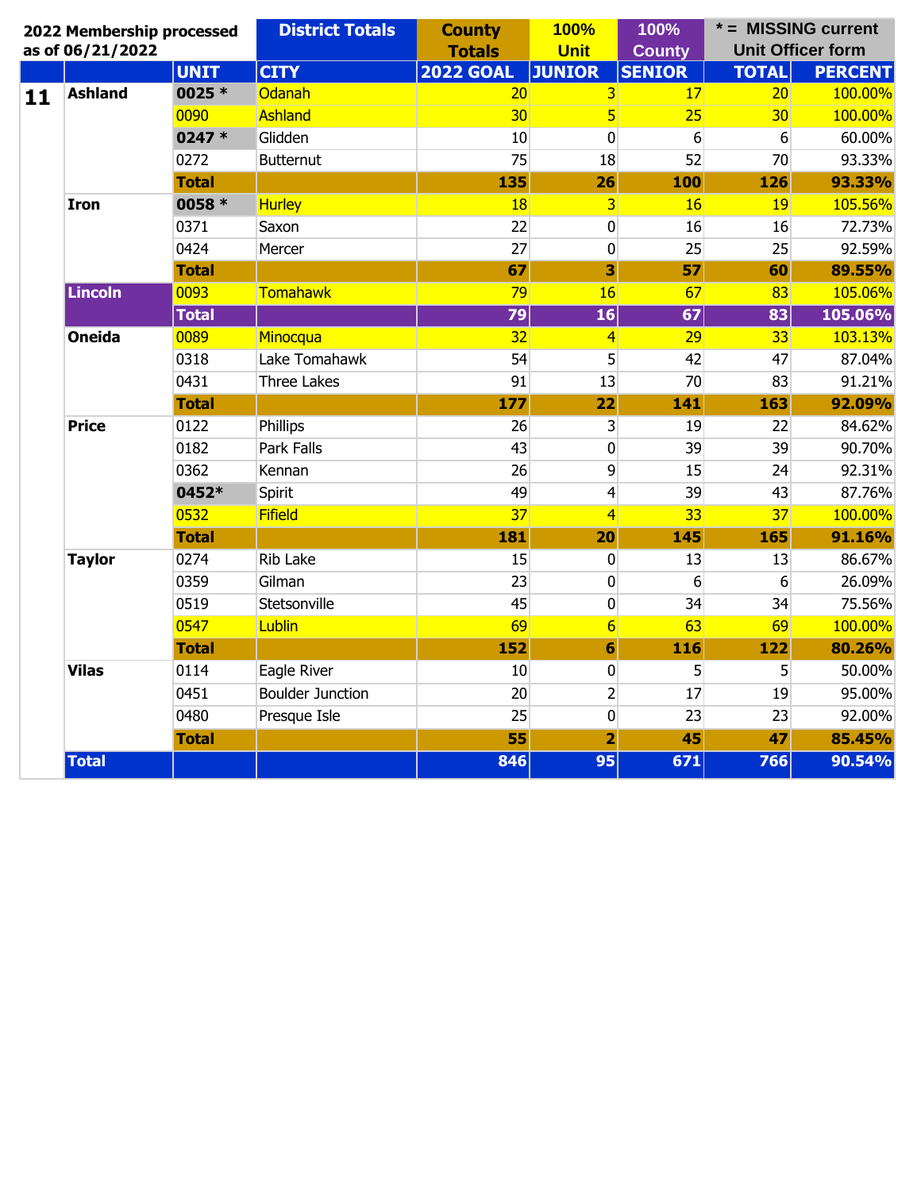| 2022 Membership processed as of 06/21/2022 | | District Totals | | County Totals | 100% Unit | 100% County | * = MISSING current Unit Officer form | |
|---|---|---|---|---|---|---|---|---|
| | | UNIT | CITY | 2022 GOAL | JUNIOR | SENIOR | TOTAL | PERCENT |
| 11 | Ashland | 0025 * | Odanah | 20 | 3 | 17 | 20 | 100.00% |
| | | 0090 | Ashland | 30 | 5 | 25 | 30 | 100.00% |
| | | 0247 * | Glidden | 10 | 0 | 6 | 6 | 60.00% |
| | | 0272 | Butternut | 75 | 18 | 52 | 70 | 93.33% |
| | | **Total** | | **135** | **26** | **100** | **126** | **93.33%** |
| | Iron | 0058 * | Hurley | 18 | 3 | 16 | 19 | 105.56% |
| | | 0371 | Saxon | 22 | 0 | 16 | 16 | 72.73% |
| | | 0424 | Mercer | 27 | 0 | 25 | 25 | 92.59% |
| | | **Total** | | **67** | **3** | **57** | **60** | **89.55%** |
| | Lincoln | 0093 | Tomahawk | 79 | 16 | 67 | 83 | 105.06% |
| | | **Total** | | **79** | **16** | **67** | **83** | **105.06%** |
| | Oneida | 0089 | Minocqua | 32 | 4 | 29 | 33 | 103.13% |
| | | 0318 | Lake Tomahawk | 54 | 5 | 42 | 47 | 87.04% |
| | | 0431 | Three Lakes | 91 | 13 | 70 | 83 | 91.21% |
| | | **Total** | | **177** | **22** | **141** | **163** | **92.09%** |
| | Price | 0122 | Phillips | 26 | 3 | 19 | 22 | 84.62% |
| | | 0182 | Park Falls | 43 | 0 | 39 | 39 | 90.70% |
| | | 0362 | Kennan | 26 | 9 | 15 | 24 | 92.31% |
| | | 0452* | Spirit | 49 | 4 | 39 | 43 | 87.76% |
| | | 0532 | Fifield | 37 | 4 | 33 | 37 | 100.00% |
| | | **Total** | | **181** | **20** | **145** | **165** | **91.16%** |
| | Taylor | 0274 | Rib Lake | 15 | 0 | 13 | 13 | 86.67% |
| | | 0359 | Gilman | 23 | 0 | 6 | 6 | 26.09% |
| | | 0519 | Stetsonville | 45 | 0 | 34 | 34 | 75.56% |
| | | 0547 | Lublin | 69 | 6 | 63 | 69 | 100.00% |
| | | **Total** | | **152** | **6** | **116** | **122** | **80.26%** |
| | Vilas | 0114 | Eagle River | 10 | 0 | 5 | 5 | 50.00% |
| | | 0451 | Boulder Junction | 20 | 2 | 17 | 19 | 95.00% |
| | | 0480 | Presque Isle | 25 | 0 | 23 | 23 | 92.00% |
| | | **Total** | | **55** | **2** | **45** | **47** | **85.45%** |
| | **Total** | | | **846** | **95** | **671** | **766** | **90.54%** |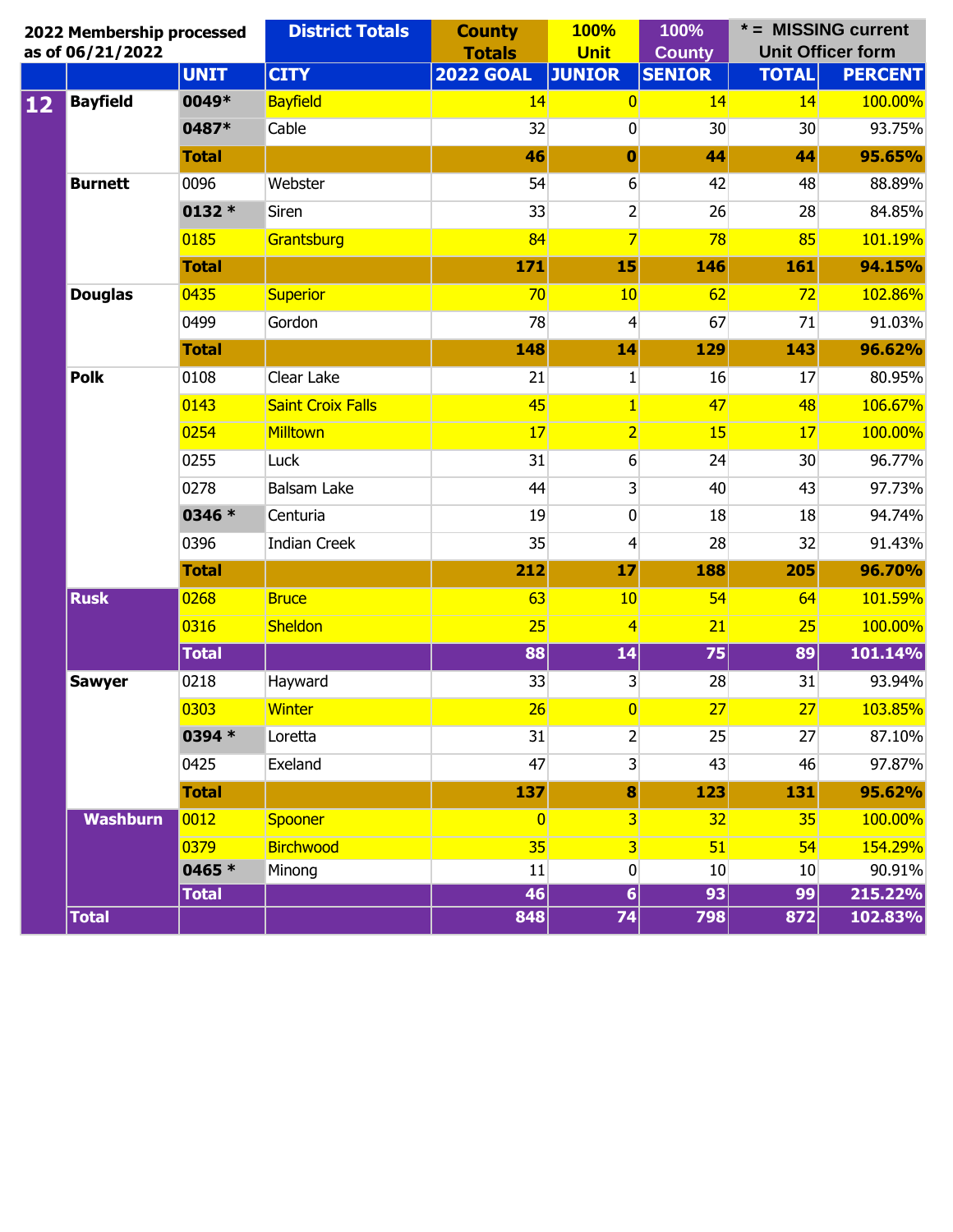| 2022 Membership processed as of 06/21/2022 | | District Totals | | County Totals | 100% Unit | 100% County | * = MISSING current Unit Officer form | |
|---|---|---|---|---|---|---|---|---|
| | | UNIT | CITY | 2022 GOAL | JUNIOR | SENIOR | TOTAL | PERCENT |
| 12 | Bayfield | 0049* | Bayfield | 14 | 0 | 14 | 14 | 100.00% |
| | | 0487* | Cable | 32 | 0 | 30 | 30 | 93.75% |
| | | Total | | 46 | 0 | 44 | 44 | 95.65% |
| | Burnett | 0096 | Webster | 54 | 6 | 42 | 48 | 88.89% |
| | | 0132 * | Siren | 33 | 2 | 26 | 28 | 84.85% |
| | | 0185 | Grantsburg | 84 | 7 | 78 | 85 | 101.19% |
| | | Total | | 171 | 15 | 146 | 161 | 94.15% |
| | Douglas | 0435 | Superior | 70 | 10 | 62 | 72 | 102.86% |
| | | 0499 | Gordon | 78 | 4 | 67 | 71 | 91.03% |
| | | Total | | 148 | 14 | 129 | 143 | 96.62% |
| | Polk | 0108 | Clear Lake | 21 | 1 | 16 | 17 | 80.95% |
| | | 0143 | Saint Croix Falls | 45 | 1 | 47 | 48 | 106.67% |
| | | 0254 | Milltown | 17 | 2 | 15 | 17 | 100.00% |
| | | 0255 | Luck | 31 | 6 | 24 | 30 | 96.77% |
| | | 0278 | Balsam Lake | 44 | 3 | 40 | 43 | 97.73% |
| | | 0346 * | Centuria | 19 | 0 | 18 | 18 | 94.74% |
| | | 0396 | Indian Creek | 35 | 4 | 28 | 32 | 91.43% |
| | | Total | | 212 | 17 | 188 | 205 | 96.70% |
| | Rusk | 0268 | Bruce | 63 | 10 | 54 | 64 | 101.59% |
| | | 0316 | Sheldon | 25 | 4 | 21 | 25 | 100.00% |
| | | Total | | 88 | 14 | 75 | 89 | 101.14% |
| | Sawyer | 0218 | Hayward | 33 | 3 | 28 | 31 | 93.94% |
| | | 0303 | Winter | 26 | 0 | 27 | 27 | 103.85% |
| | | 0394 * | Loretta | 31 | 2 | 25 | 27 | 87.10% |
| | | 0425 | Exeland | 47 | 3 | 43 | 46 | 97.87% |
| | | Total | | 137 | 8 | 123 | 131 | 95.62% |
| | Washburn | 0012 | Spooner | 0 | 3 | 32 | 35 | 100.00% |
| | | 0379 | Birchwood | 35 | 3 | 51 | 54 | 154.29% |
| | | 0465 * | Minong | 11 | 0 | 10 | 10 | 90.91% |
| | | Total | | 46 | 6 | 93 | 99 | 215.22% |
| | Total | | | 848 | 74 | 798 | 872 | 102.83% |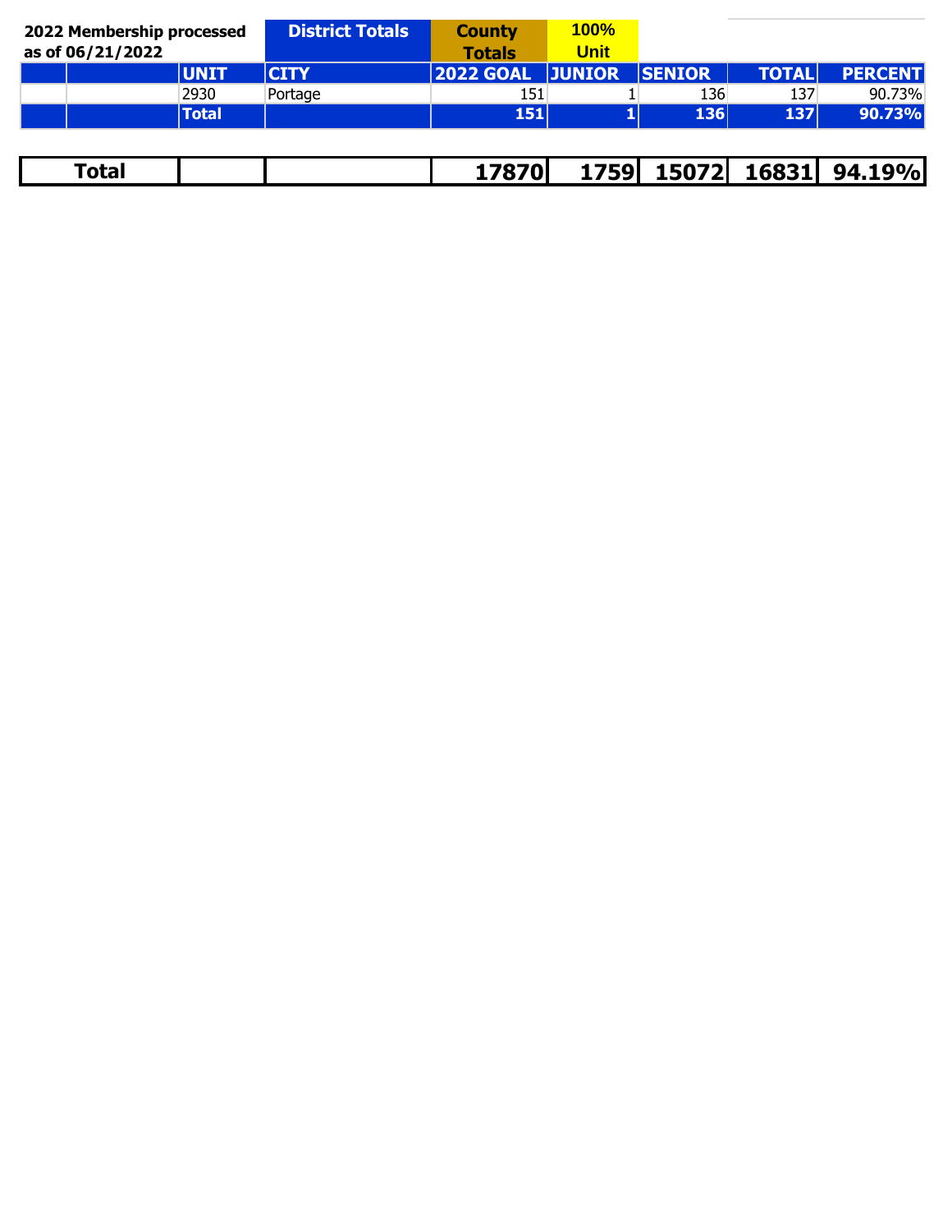**2022 Membership processed as of 06/21/2022**

| | | | District Totals | County Totals | 100% Unit | | | |
|---|---|---|---|---|---|---|---|---|
| | | **UNIT** | **CITY** | **2022 GOAL** | **JUNIOR** | **SENIOR** | **TOTAL** | **PERCENT** |
| | | 2930 | Portage | 151 | 1 | 136 | 137 | 90.73% |
| | | **Total** | | **151** | **1** | **136** | **137** | **90.73%** |

| | | | | | | | |
|---|---|---|---|---|---|---|---|
| **Total** | | | **17870** | **1759** | **15072** | **16831** | **94.19%** |